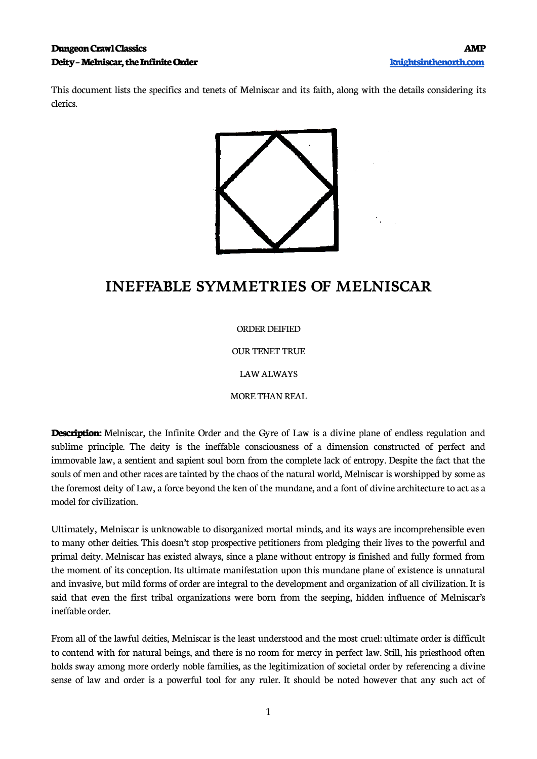This document lists the specifics and tenets of Melniscar and its faith, along with the details considering its clerics.

# INEFFABLE SYMMETRIES OF MELNISCAR

ORDER DEIFIED

OUR TENET TRUE

LAW ALWAYS

MORE THAN REAL

**Description:** Melniscar, the Infinite Order and the Gyre of Law is a divine plane of endless regulation and sublime principle. The deity is the ineffable consciousness of a dimension constructed of perfect and immovable law, a sentient and sapient soul born from the complete lack of entropy. Despite the fact that the souls of men and other races are tainted by the chaos of the natural world, Melniscar is worshipped by some as the foremost deity of Law, a force beyond the ken of the mundane, and a font of divine architecture to act as a model for civilization.

Ultimately, Melniscar is unknowable to disorganized mortal minds, and its ways are incomprehensible even to many other deities. This doesn't stop prospective petitioners from pledging their lives to the powerful and primal deity. Melniscar has existed always, since a plane without entropy is finished and fully formed from the moment of its conception. Its ultimate manifestation upon this mundane plane of existence is unnatural and invasive, but mild forms of order are integral to the development and organization of all civilization. It is said that even the first tribal organizations were born from the seeping, hidden influence of Melniscar's ineffable order.

From all of the lawful deities, Melniscar is the least understood and the most cruel: ultimate order is difficult to contend with for natural beings, and there is no room for mercy in perfect law. Still, his priesthood often holds sway among more orderly noble families, as the legitimization of societal order by referencing a divine sense of law and order is a powerful tool for any ruler. It should be noted however that any such act of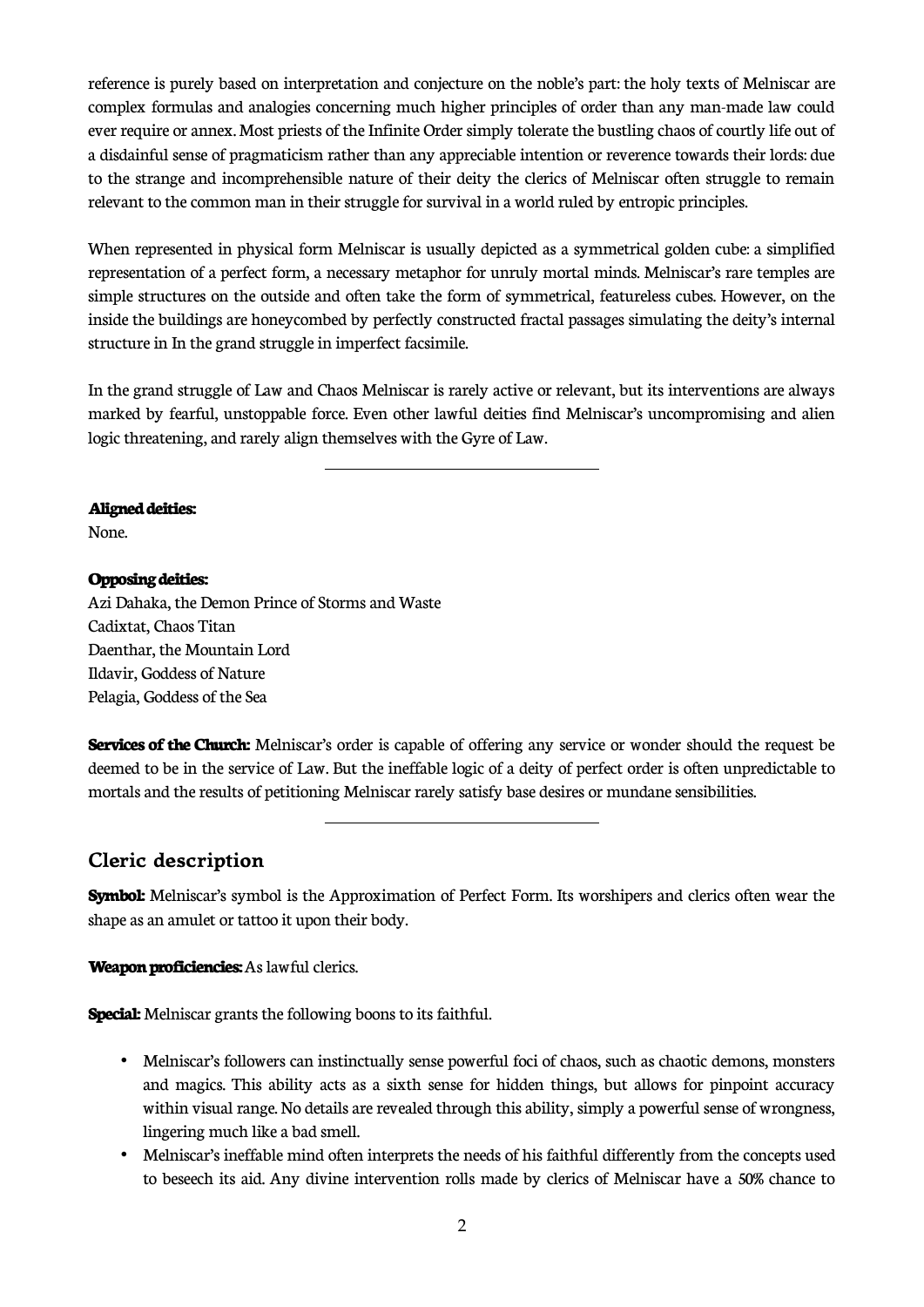reference is purely based on interpretation and conjecture on the noble's part: the holy texts of Melniscar are complex formulas and analogies concerning much higher principles of order than any man-made law could ever require or annex. Most priests of the Infinite Order simply tolerate the bustling chaos of courtly life out of a disdainful sense of pragmaticism rather than any appreciable intention or reverence towards their lords: due to the strange and incomprehensible nature of their deity the clerics of Melniscar often struggle to remain relevant to the common man in their struggle for survival in a world ruled by entropic principles.

When represented in physical form Melniscar is usually depicted as a symmetrical golden cube: a simplified representation of a perfect form, a necessary metaphor for unruly mortal minds. Melniscar's rare temples are simple structures on the outside and often take the form of symmetrical, featureless cubes. However, on the inside the buildings are honeycombed by perfectly constructed fractal passages simulating the deity's internal structure in In the grand struggle in imperfect facsimile.

In the grand struggle of Law and Chaos Melniscar is rarely active or relevant, but its interventions are always marked by fearful, unstoppable force. Even other lawful deities find Melniscar's uncompromising and alien logic threatening, and rarely align themselves with the Gyre of Law.

---

**Aligned deities:**
None.

**Opposing deities:**
Azi Dahaka, the Demon Prince of Storms and Waste
Cadixtat, Chaos Titan
Daenthar, the Mountain Lord
Ildavir, Goddess of Nature
Pelagia, Goddess of the Sea

**Services of the Church:** Melniscar's order is capable of offering any service or wonder should the request be deemed to be in the service of Law. But the ineffable logic of a deity of perfect order is often unpredictable to mortals and the results of petitioning Melniscar rarely satisfy base desires or mundane sensibilities.

---

## Cleric description

**Symbol:** Melniscar's symbol is the Approximation of Perfect Form. Its worshipers and clerics often wear the shape as an amulet or tattoo it upon their body.

**Weapon proficiencies:** As lawful clerics.

**Special:** Melniscar grants the following boons to its faithful.

- Melniscar's followers can instinctually sense powerful foci of chaos, such as chaotic demons, monsters and magics. This ability acts as a sixth sense for hidden things, but allows for pinpoint accuracy within visual range. No details are revealed through this ability, simply a powerful sense of wrongness, lingering much like a bad smell.
- Melniscar's ineffable mind often interprets the needs of his faithful differently from the concepts used to beseech its aid. Any divine intervention rolls made by clerics of Melniscar have a 50% chance to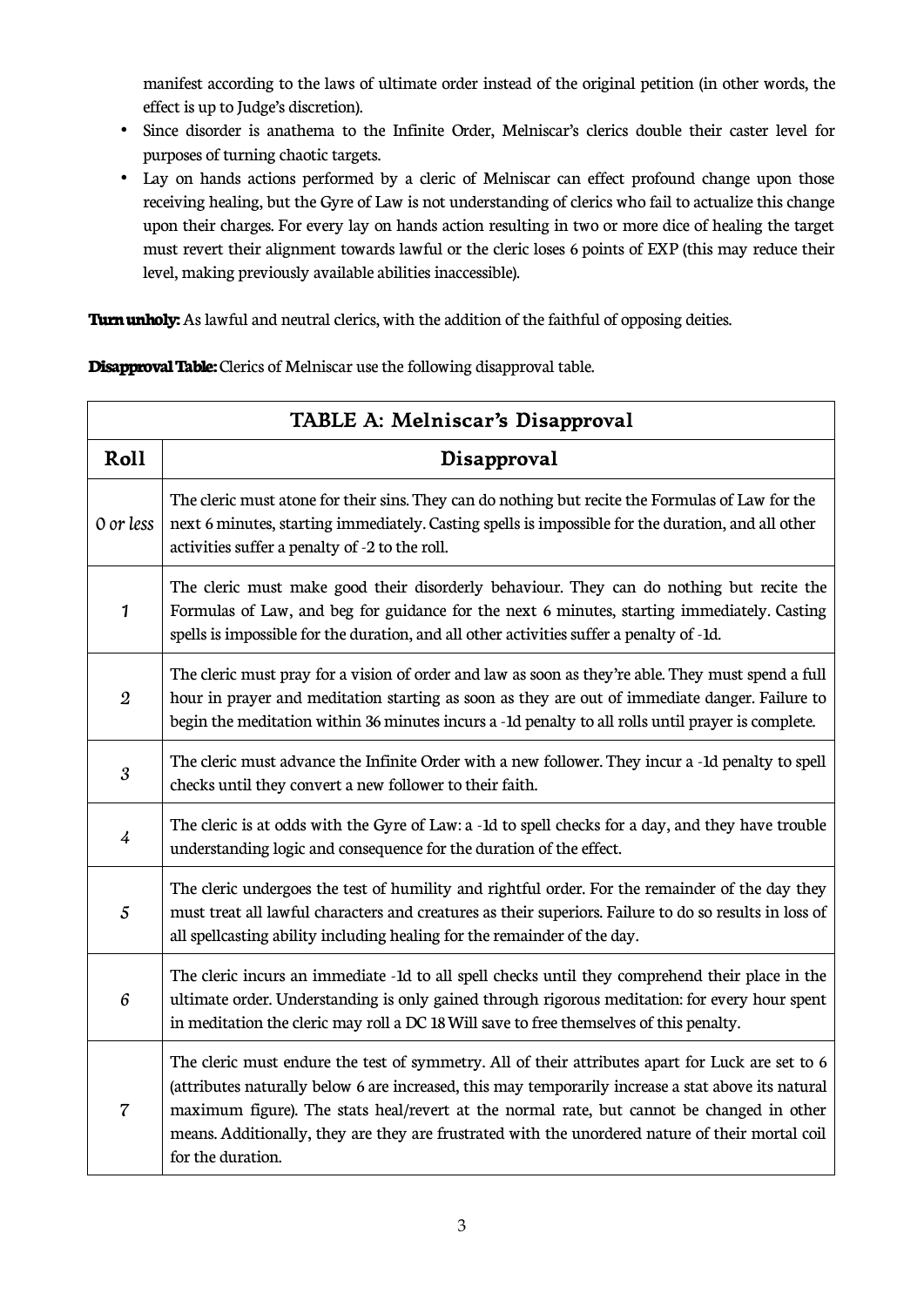manifest according to the laws of ultimate order instead of the original petition (in other words, the effect is up to Judge's discretion).

- Since disorder is anathema to the Infinite Order, Melniscar's clerics double their caster level for purposes of turning chaotic targets.
- Lay on hands actions performed by a cleric of Melniscar can effect profound change upon those receiving healing, but the Gyre of Law is not understanding of clerics who fail to actualize this change upon their charges. For every lay on hands action resulting in two or more dice of healing the target must revert their alignment towards lawful or the cleric loses 6 points of EXP (this may reduce their level, making previously available abilities inaccessible).

**Turn unholy:** As lawful and neutral clerics, with the addition of the faithful of opposing deities.

**Disapproval Table:** Clerics of Melniscar use the following disapproval table.

| TABLE A: Melniscar's Disapproval | |
|---|---|
| **Roll** | **Disapproval** |
| *0 or less* | The cleric must atone for their sins. They can do nothing but recite the Formulas of Law for the next 6 minutes, starting immediately. Casting spells is impossible for the duration, and all other activities suffer a penalty of -2 to the roll. |
| *1* | The cleric must make good their disorderly behaviour. They can do nothing but recite the Formulas of Law, and beg for guidance for the next 6 minutes, starting immediately. Casting spells is impossible for the duration, and all other activities suffer a penalty of -1d. |
| *2* | The cleric must pray for a vision of order and law as soon as they're able. They must spend a full hour in prayer and meditation starting as soon as they are out of immediate danger. Failure to begin the meditation within 36 minutes incurs a -1d penalty to all rolls until prayer is complete. |
| *3* | The cleric must advance the Infinite Order with a new follower. They incur a -1d penalty to spell checks until they convert a new follower to their faith. |
| *4* | The cleric is at odds with the Gyre of Law: a -1d to spell checks for a day, and they have trouble understanding logic and consequence for the duration of the effect. |
| *5* | The cleric undergoes the test of humility and rightful order. For the remainder of the day they must treat all lawful characters and creatures as their superiors. Failure to do so results in loss of all spellcasting ability including healing for the remainder of the day. |
| *6* | The cleric incurs an immediate -1d to all spell checks until they comprehend their place in the ultimate order. Understanding is only gained through rigorous meditation: for every hour spent in meditation the cleric may roll a DC 18 Will save to free themselves of this penalty. |
| *7* | The cleric must endure the test of symmetry. All of their attributes apart for Luck are set to 6 (attributes naturally below 6 are increased, this may temporarily increase a stat above its natural maximum figure). The stats heal/revert at the normal rate, but cannot be changed in other means. Additionally, they are they are frustrated with the unordered nature of their mortal coil for the duration. |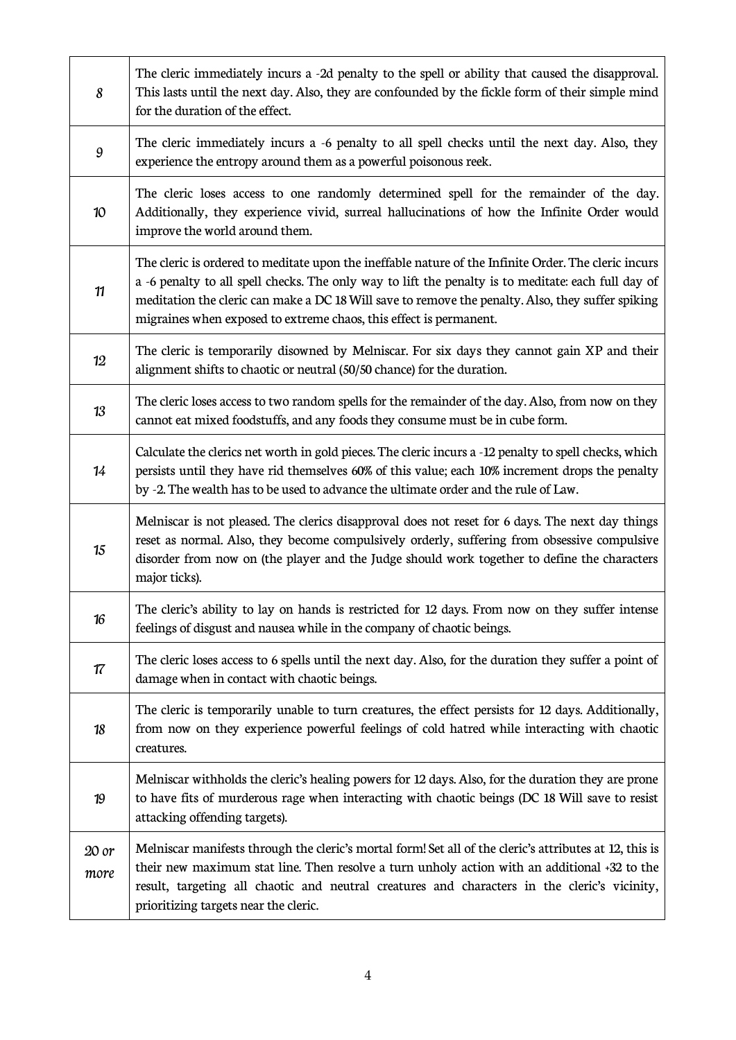| | |
|---|---|
| *8* | The cleric immediately incurs a -2d penalty to the spell or ability that caused the disapproval. This lasts until the next day. Also, they are confounded by the fickle form of their simple mind for the duration of the effect. |
| *9* | The cleric immediately incurs a -6 penalty to all spell checks until the next day. Also, they experience the entropy around them as a powerful poisonous reek. |
| *10* | The cleric loses access to one randomly determined spell for the remainder of the day. Additionally, they experience vivid, surreal hallucinations of how the Infinite Order would improve the world around them. |
| *11* | The cleric is ordered to meditate upon the ineffable nature of the Infinite Order. The cleric incurs a -6 penalty to all spell checks. The only way to lift the penalty is to meditate: each full day of meditation the cleric can make a DC 18 Will save to remove the penalty. Also, they suffer spiking migraines when exposed to extreme chaos, this effect is permanent. |
| *12* | The cleric is temporarily disowned by Melniscar. For six days they cannot gain XP and their alignment shifts to chaotic or neutral (50/50 chance) for the duration. |
| *13* | The cleric loses access to two random spells for the remainder of the day. Also, from now on they cannot eat mixed foodstuffs, and any foods they consume must be in cube form. |
| *14* | Calculate the clerics net worth in gold pieces. The cleric incurs a -12 penalty to spell checks, which persists until they have rid themselves 60% of this value; each 10% increment drops the penalty by -2. The wealth has to be used to advance the ultimate order and the rule of Law. |
| *15* | Melniscar is not pleased. The clerics disapproval does not reset for 6 days. The next day things reset as normal. Also, they become compulsively orderly, suffering from obsessive compulsive disorder from now on (the player and the Judge should work together to define the characters major ticks). |
| *16* | The cleric's ability to lay on hands is restricted for 12 days. From now on they suffer intense feelings of disgust and nausea while in the company of chaotic beings. |
| *17* | The cleric loses access to 6 spells until the next day. Also, for the duration they suffer a point of damage when in contact with chaotic beings. |
| *18* | The cleric is temporarily unable to turn creatures, the effect persists for 12 days. Additionally, from now on they experience powerful feelings of cold hatred while interacting with chaotic creatures. |
| *19* | Melniscar withholds the cleric's healing powers for 12 days. Also, for the duration they are prone to have fits of murderous rage when interacting with chaotic beings (DC 18 Will save to resist attacking offending targets). |
| *20 or more* | Melniscar manifests through the cleric's mortal form! Set all of the cleric's attributes at 12, this is their new maximum stat line. Then resolve a turn unholy action with an additional +32 to the result, targeting all chaotic and neutral creatures and characters in the cleric's vicinity, prioritizing targets near the cleric. |